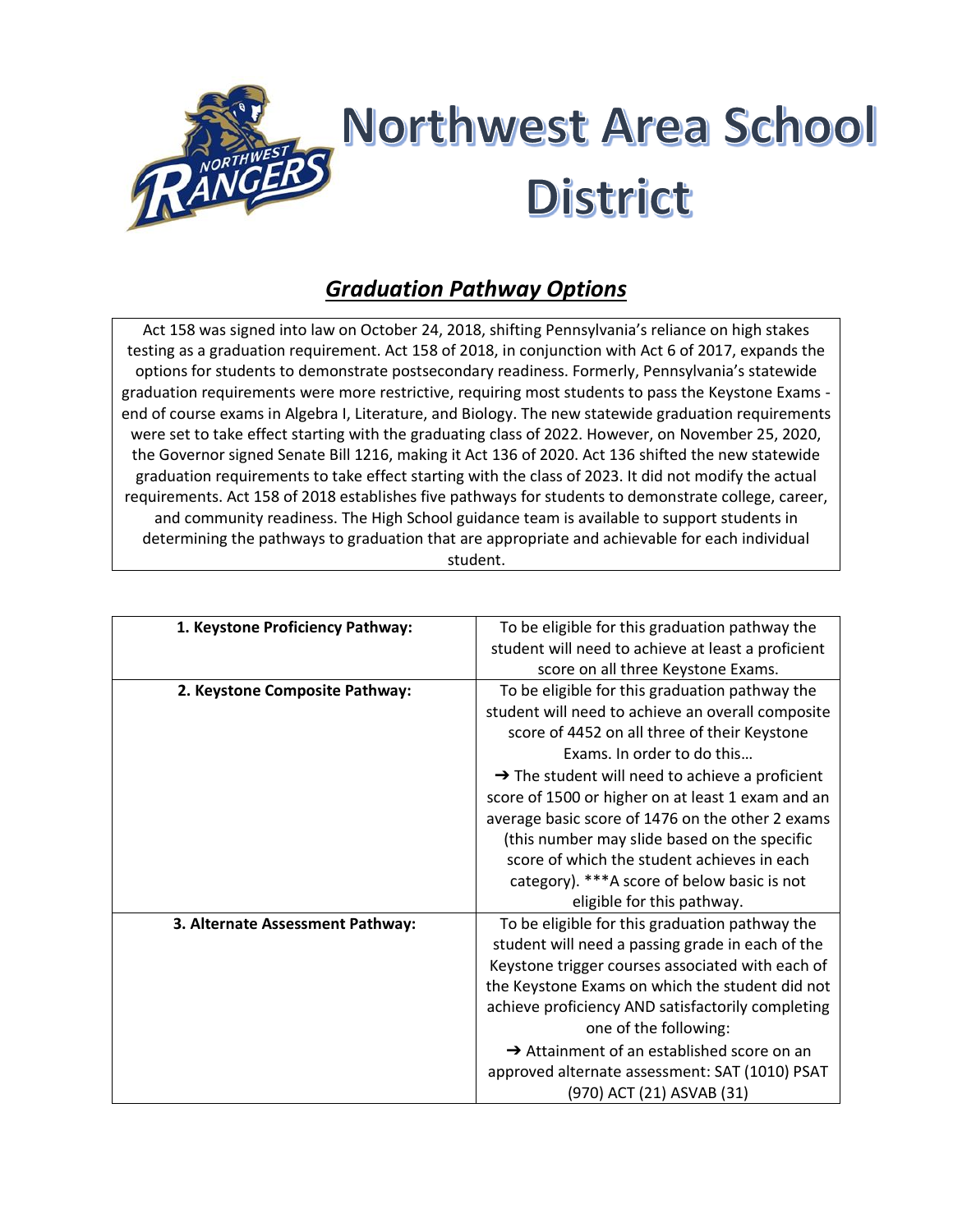# Northwest Area School District

## *Graduation Pathway Options*

Act 158 was signed into law on October 24, 2018, shifting Pennsylvania's reliance on high stakes testing as a graduation requirement. Act 158 of 2018, in conjunction with Act 6 of 2017, expands the options for students to demonstrate postsecondary readiness. Formerly, Pennsylvania's statewide graduation requirements were more restrictive, requiring most students to pass the Keystone Exams - end of course exams in Algebra I, Literature, and Biology. The new statewide graduation requirements were set to take effect starting with the graduating class of 2022. However, on November 25, 2020, the Governor signed Senate Bill 1216, making it Act 136 of 2020. Act 136 shifted the new statewide graduation requirements to take effect starting with the class of 2023. It did not modify the actual requirements. Act 158 of 2018 establishes five pathways for students to demonstrate college, career, and community readiness. The High School guidance team is available to support students in determining the pathways to graduation that are appropriate and achievable for each individual student.

| Pathway | Requirements |
| --- | --- |
| **1. Keystone Proficiency Pathway:** | To be eligible for this graduation pathway the student will need to achieve at least a proficient score on all three Keystone Exams. |
| **2. Keystone Composite Pathway:** | To be eligible for this graduation pathway the student will need to achieve an overall composite score of 4452 on all three of their Keystone Exams. In order to do this… ➔ The student will need to achieve a proficient score of 1500 or higher on at least 1 exam and an average basic score of 1476 on the other 2 exams (this number may slide based on the specific score of which the student achieves in each category). ***A score of below basic is not eligible for this pathway. |
| **3. Alternate Assessment Pathway:** | To be eligible for this graduation pathway the student will need a passing grade in each of the Keystone trigger courses associated with each of the Keystone Exams on which the student did not achieve proficiency AND satisfactorily completing one of the following: ➔ Attainment of an established score on an approved alternate assessment: SAT (1010) PSAT (970) ACT (21) ASVAB (31) |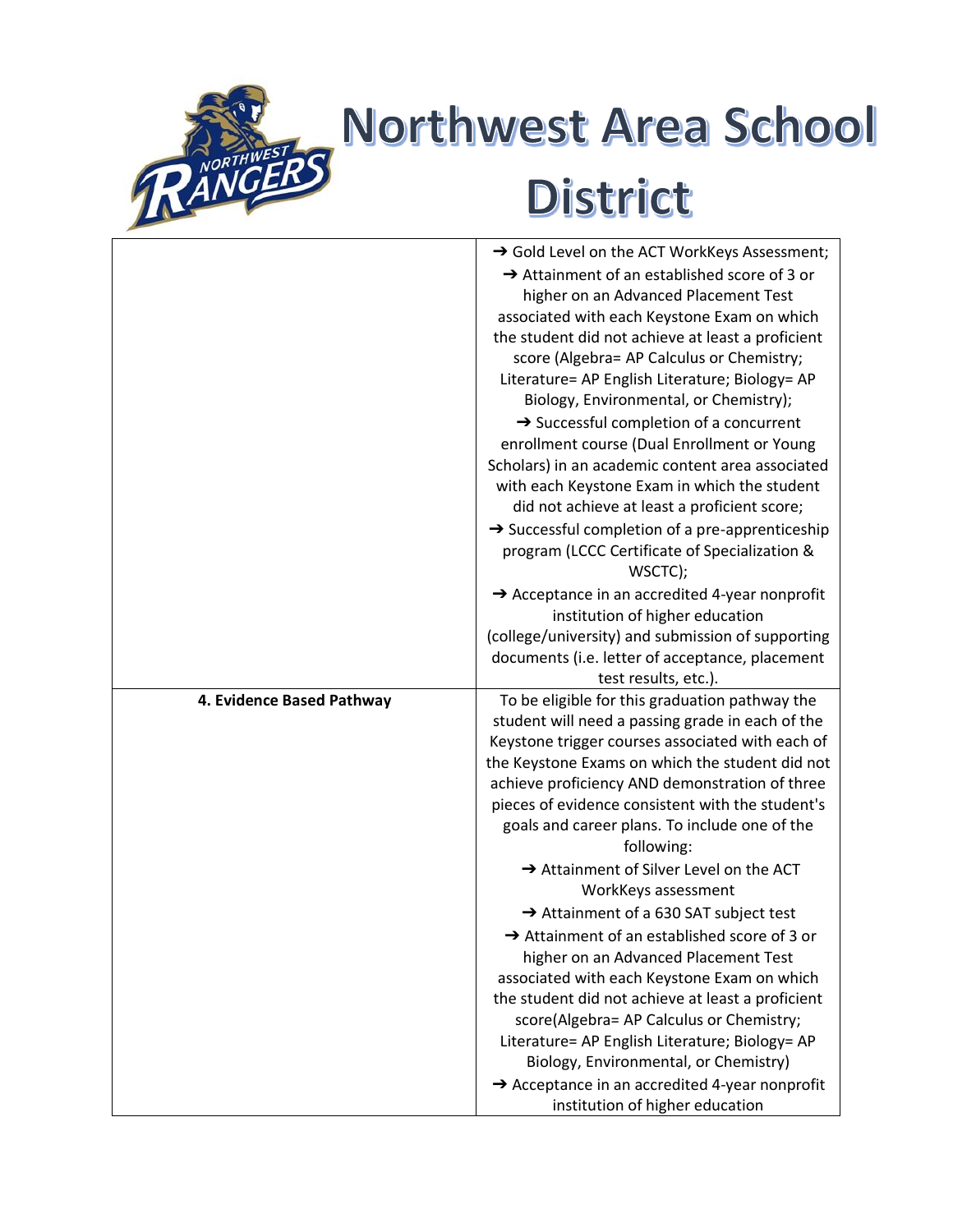# Northwest Area School District

| | |
|---|---|
| | ➔ Gold Level on the ACT WorkKeys Assessment;<br>➔ Attainment of an established score of 3 or higher on an Advanced Placement Test associated with each Keystone Exam on which the student did not achieve at least a proficient score (Algebra= AP Calculus or Chemistry; Literature= AP English Literature; Biology= AP Biology, Environmental, or Chemistry);<br>➔ Successful completion of a concurrent enrollment course (Dual Enrollment or Young Scholars) in an academic content area associated with each Keystone Exam in which the student did not achieve at least a proficient score;<br>➔ Successful completion of a pre-apprenticeship program (LCCC Certificate of Specialization & WSCTC);<br>➔ Acceptance in an accredited 4-year nonprofit institution of higher education (college/university) and submission of supporting documents (i.e. letter of acceptance, placement test results, etc.). |
| **4. Evidence Based Pathway** | To be eligible for this graduation pathway the student will need a passing grade in each of the Keystone trigger courses associated with each of the Keystone Exams on which the student did not achieve proficiency AND demonstration of three pieces of evidence consistent with the student's goals and career plans. To include one of the following:<br>➔ Attainment of Silver Level on the ACT WorkKeys assessment<br>➔ Attainment of a 630 SAT subject test<br>➔ Attainment of an established score of 3 or higher on an Advanced Placement Test associated with each Keystone Exam on which the student did not achieve at least a proficient score(Algebra= AP Calculus or Chemistry; Literature= AP English Literature; Biology= AP Biology, Environmental, or Chemistry)<br>➔ Acceptance in an accredited 4-year nonprofit institution of higher education |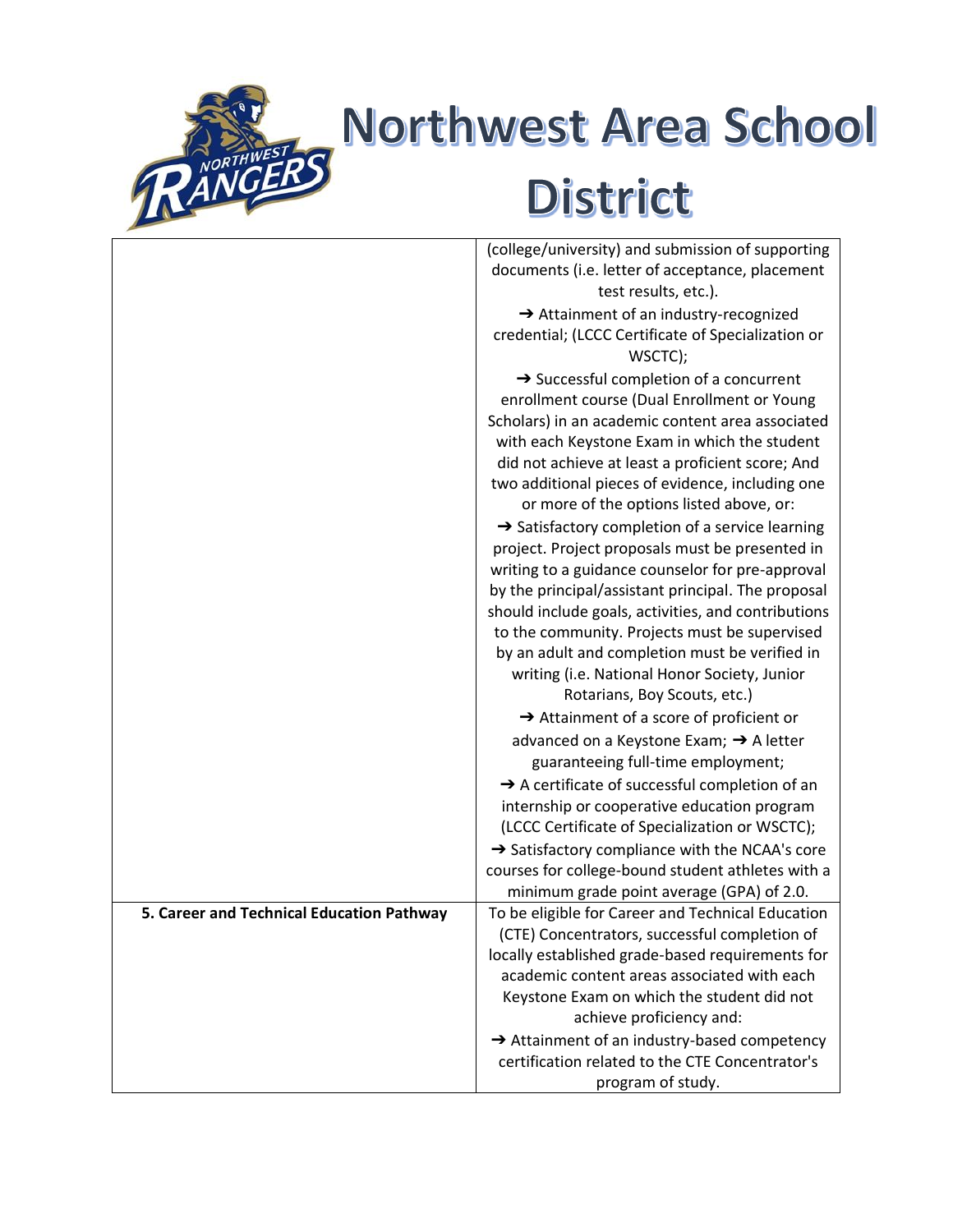# Northwest Area School District

| | |
|---|---|
| | (college/university) and submission of supporting documents (i.e. letter of acceptance, placement test results, etc.).<br>➔ Attainment of an industry-recognized credential; (LCCC Certificate of Specialization or WSCTC);<br>➔ Successful completion of a concurrent enrollment course (Dual Enrollment or Young Scholars) in an academic content area associated with each Keystone Exam in which the student did not achieve at least a proficient score; And two additional pieces of evidence, including one or more of the options listed above, or:<br>➔ Satisfactory completion of a service learning project. Project proposals must be presented in writing to a guidance counselor for pre-approval by the principal/assistant principal. The proposal should include goals, activities, and contributions to the community. Projects must be supervised by an adult and completion must be verified in writing (i.e. National Honor Society, Junior Rotarians, Boy Scouts, etc.)<br>➔ Attainment of a score of proficient or advanced on a Keystone Exam; ➔ A letter guaranteeing full-time employment;<br>➔ A certificate of successful completion of an internship or cooperative education program (LCCC Certificate of Specialization or WSCTC);<br>➔ Satisfactory compliance with the NCAA's core courses for college-bound student athletes with a minimum grade point average (GPA) of 2.0. |
| **5. Career and Technical Education Pathway** | To be eligible for Career and Technical Education (CTE) Concentrators, successful completion of locally established grade-based requirements for academic content areas associated with each Keystone Exam on which the student did not achieve proficiency and:<br>➔ Attainment of an industry-based competency certification related to the CTE Concentrator's program of study. |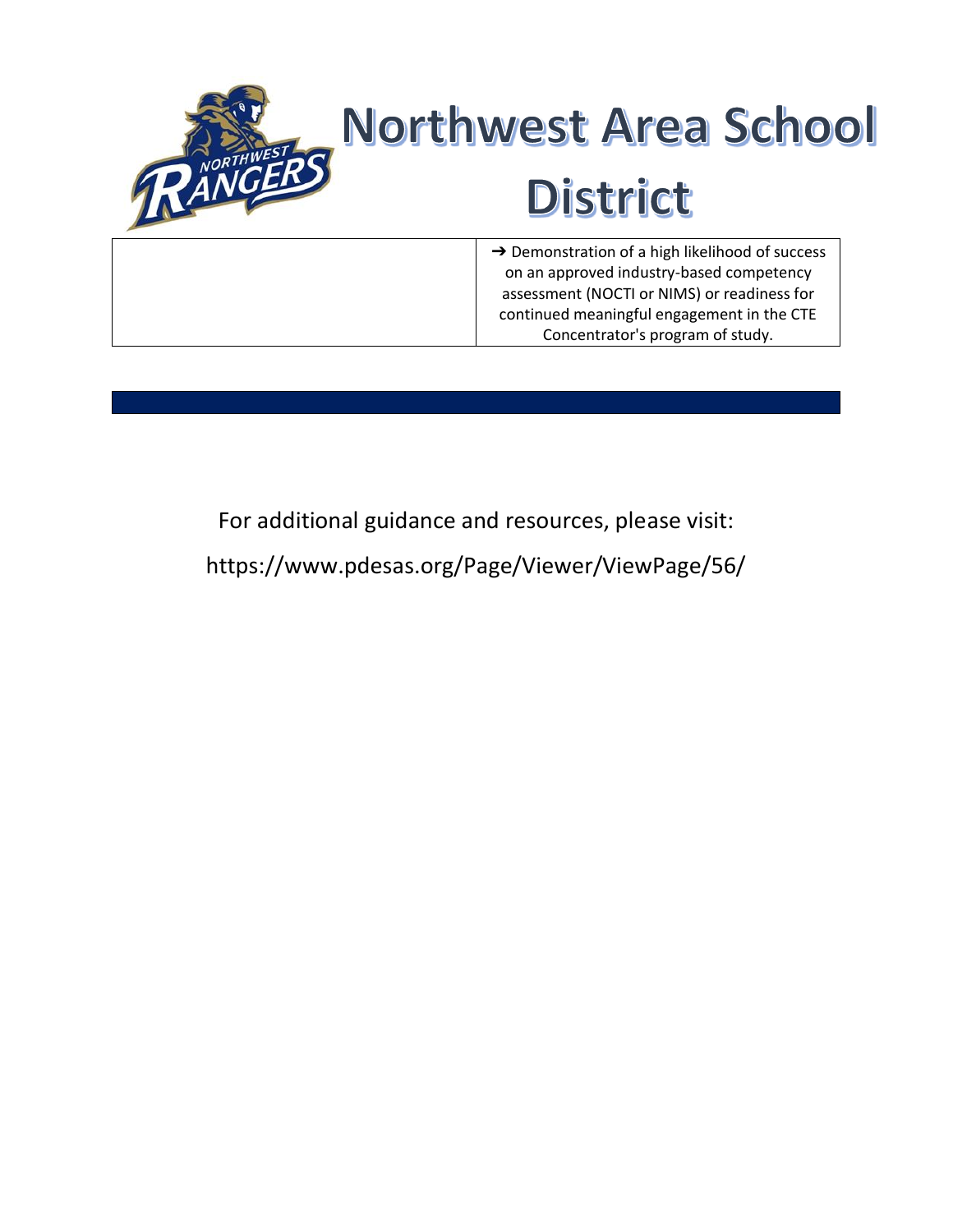# Northwest Area School District

| | |
|---|---|
| | ➔ Demonstration of a high likelihood of success on an approved industry-based competency assessment (NOCTI or NIMS) or readiness for continued meaningful engagement in the CTE Concentrator's program of study. |

For additional guidance and resources, please visit:

https://www.pdesas.org/Page/Viewer/ViewPage/56/